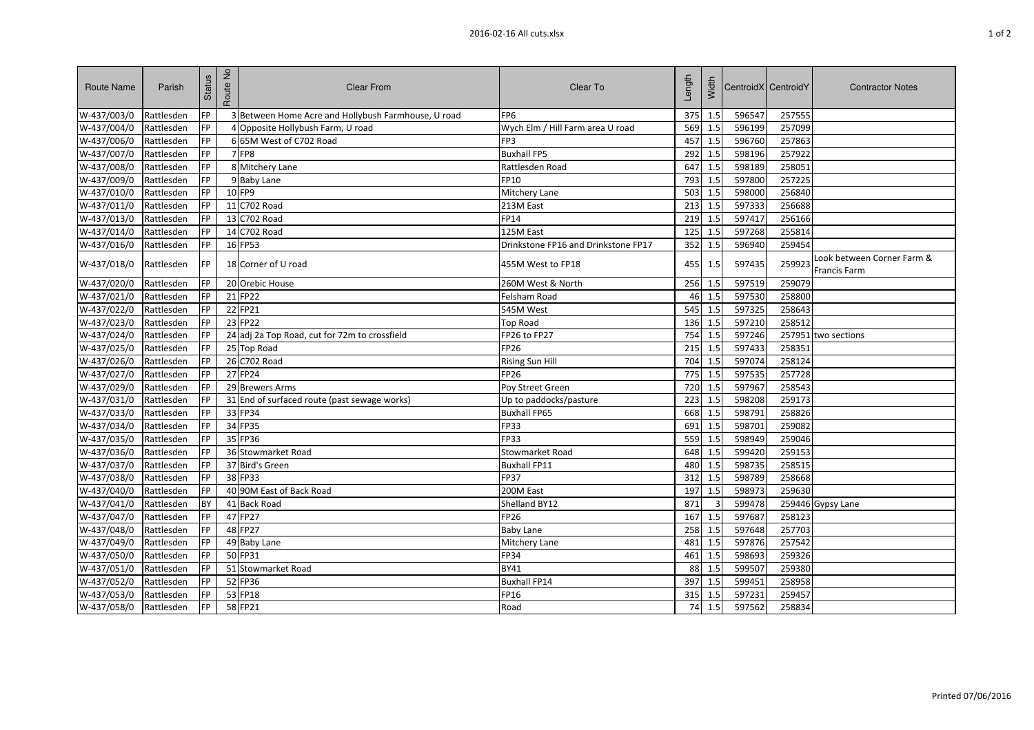| Route Name | Parish | Status | Route No | Clear From | Clear To | Length | Width | CentroidX | CentroidY | Contractor Notes |
|---|---|---|---|---|---|---|---|---|---|---|
| W-437/003/0 | Rattlesden | FP | 3 | Between Home Acre and Hollybush Farmhouse, U road | FP6 | 375 | 1.5 | 596547 | 257555 | |
| W-437/004/0 | Rattlesden | FP | 4 | Opposite Hollybush Farm, U road | Wych Elm / Hill Farm area U road | 569 | 1.5 | 596199 | 257099 | |
| W-437/006/0 | Rattlesden | FP | 6 | 65M West of C702 Road | FP3 | 457 | 1.5 | 596760 | 257863 | |
| W-437/007/0 | Rattlesden | FP | 7 | FP8 | Buxhall FP5 | 292 | 1.5 | 598196 | 257922 | |
| W-437/008/0 | Rattlesden | FP | 8 | Mitchery Lane | Rattlesden Road | 647 | 1.5 | 598189 | 258051 | |
| W-437/009/0 | Rattlesden | FP | 9 | Baby Lane | FP10 | 793 | 1.5 | 597800 | 257225 | |
| W-437/010/0 | Rattlesden | FP | 10 | FP9 | Mitchery Lane | 503 | 1.5 | 598000 | 256840 | |
| W-437/011/0 | Rattlesden | FP | 11 | C702 Road | 213M East | 213 | 1.5 | 597333 | 256688 | |
| W-437/013/0 | Rattlesden | FP | 13 | C702 Road | FP14 | 219 | 1.5 | 597417 | 256166 | |
| W-437/014/0 | Rattlesden | FP | 14 | C702 Road | 125M East | 125 | 1.5 | 597268 | 255814 | |
| W-437/016/0 | Rattlesden | FP | 16 | FP53 | Drinkstone FP16 and Drinkstone FP17 | 352 | 1.5 | 596940 | 259454 | |
| W-437/018/0 | Rattlesden | FP | 18 | Corner of U road | 455M West to FP18 | 455 | 1.5 | 597435 | 259923 | Look between Corner Farm & Francis Farm |
| W-437/020/0 | Rattlesden | FP | 20 | Orebic House | 260M West & North | 256 | 1.5 | 597519 | 259079 | |
| W-437/021/0 | Rattlesden | FP | 21 | FP22 | Felsham Road | 46 | 1.5 | 597530 | 258800 | |
| W-437/022/0 | Rattlesden | FP | 22 | FP21 | 545M West | 545 | 1.5 | 597325 | 258643 | |
| W-437/023/0 | Rattlesden | FP | 23 | FP22 | Top Road | 136 | 1.5 | 597210 | 258512 | |
| W-437/024/0 | Rattlesden | FP | 24 | adj 2a Top Road, cut for 72m to crossfield | FP26 to FP27 | 754 | 1.5 | 597246 | 257951 | two sections |
| W-437/025/0 | Rattlesden | FP | 25 | Top Road | FP26 | 215 | 1.5 | 597433 | 258351 | |
| W-437/026/0 | Rattlesden | FP | 26 | C702 Road | Rising Sun Hill | 704 | 1.5 | 597074 | 258124 | |
| W-437/027/0 | Rattlesden | FP | 27 | FP24 | FP26 | 775 | 1.5 | 597535 | 257728 | |
| W-437/029/0 | Rattlesden | FP | 29 | Brewers Arms | Poy Street Green | 720 | 1.5 | 597967 | 258543 | |
| W-437/031/0 | Rattlesden | FP | 31 | End of surfaced route (past sewage works) | Up to paddocks/pasture | 223 | 1.5 | 598208 | 259173 | |
| W-437/033/0 | Rattlesden | FP | 33 | FP34 | Buxhall FP65 | 668 | 1.5 | 598791 | 258826 | |
| W-437/034/0 | Rattlesden | FP | 34 | FP35 | FP33 | 691 | 1.5 | 598701 | 259082 | |
| W-437/035/0 | Rattlesden | FP | 35 | FP36 | FP33 | 559 | 1.5 | 598949 | 259046 | |
| W-437/036/0 | Rattlesden | FP | 36 | Stowmarket Road | Stowmarket Road | 648 | 1.5 | 599420 | 259153 | |
| W-437/037/0 | Rattlesden | FP | 37 | Bird's Green | Buxhall FP11 | 480 | 1.5 | 598735 | 258515 | |
| W-437/038/0 | Rattlesden | FP | 38 | FP33 | FP37 | 312 | 1.5 | 598789 | 258668 | |
| W-437/040/0 | Rattlesden | FP | 40 | 90M East of Back Road | 200M East | 197 | 1.5 | 598973 | 259630 | |
| W-437/041/0 | Rattlesden | BY | 41 | Back Road | Shelland BY12 | 871 | 3 | 599478 | 259446 | Gypsy Lane |
| W-437/047/0 | Rattlesden | FP | 47 | FP27 | FP26 | 167 | 1.5 | 597687 | 258123 | |
| W-437/048/0 | Rattlesden | FP | 48 | FP27 | Baby Lane | 258 | 1.5 | 597648 | 257703 | |
| W-437/049/0 | Rattlesden | FP | 49 | Baby Lane | Mitchery Lane | 481 | 1.5 | 597876 | 257542 | |
| W-437/050/0 | Rattlesden | FP | 50 | FP31 | FP34 | 461 | 1.5 | 598693 | 259326 | |
| W-437/051/0 | Rattlesden | FP | 51 | Stowmarket Road | BY41 | 88 | 1.5 | 599507 | 259380 | |
| W-437/052/0 | Rattlesden | FP | 52 | FP36 | Buxhall FP14 | 397 | 1.5 | 599451 | 258958 | |
| W-437/053/0 | Rattlesden | FP | 53 | FP18 | FP16 | 315 | 1.5 | 597231 | 259457 | |
| W-437/058/0 | Rattlesden | FP | 58 | FP21 | Road | 74 | 1.5 | 597562 | 258834 | |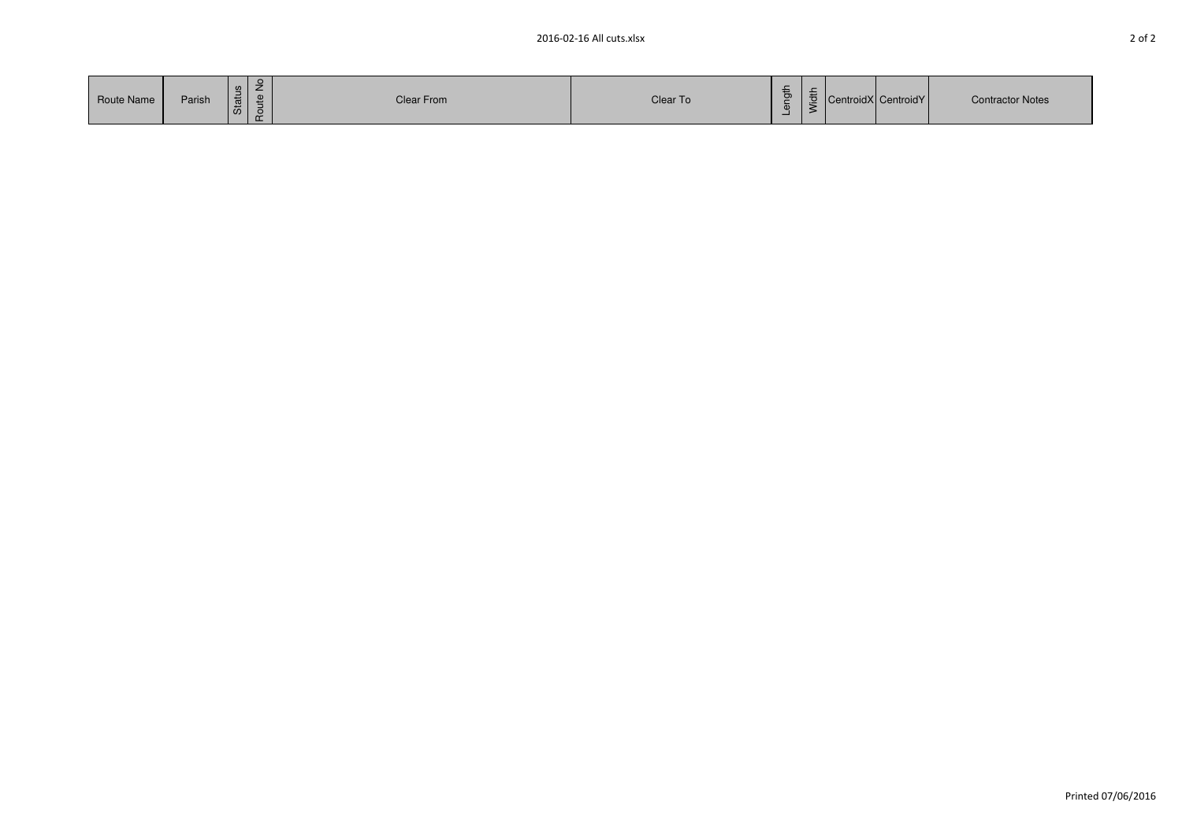| Route Name | Parish | Status | Route No | Clear From | Clear To | Length | Width | CentroidX | CentroidY | Contractor Notes |
|---|---|---|---|---|---|---|---|---|---|---|